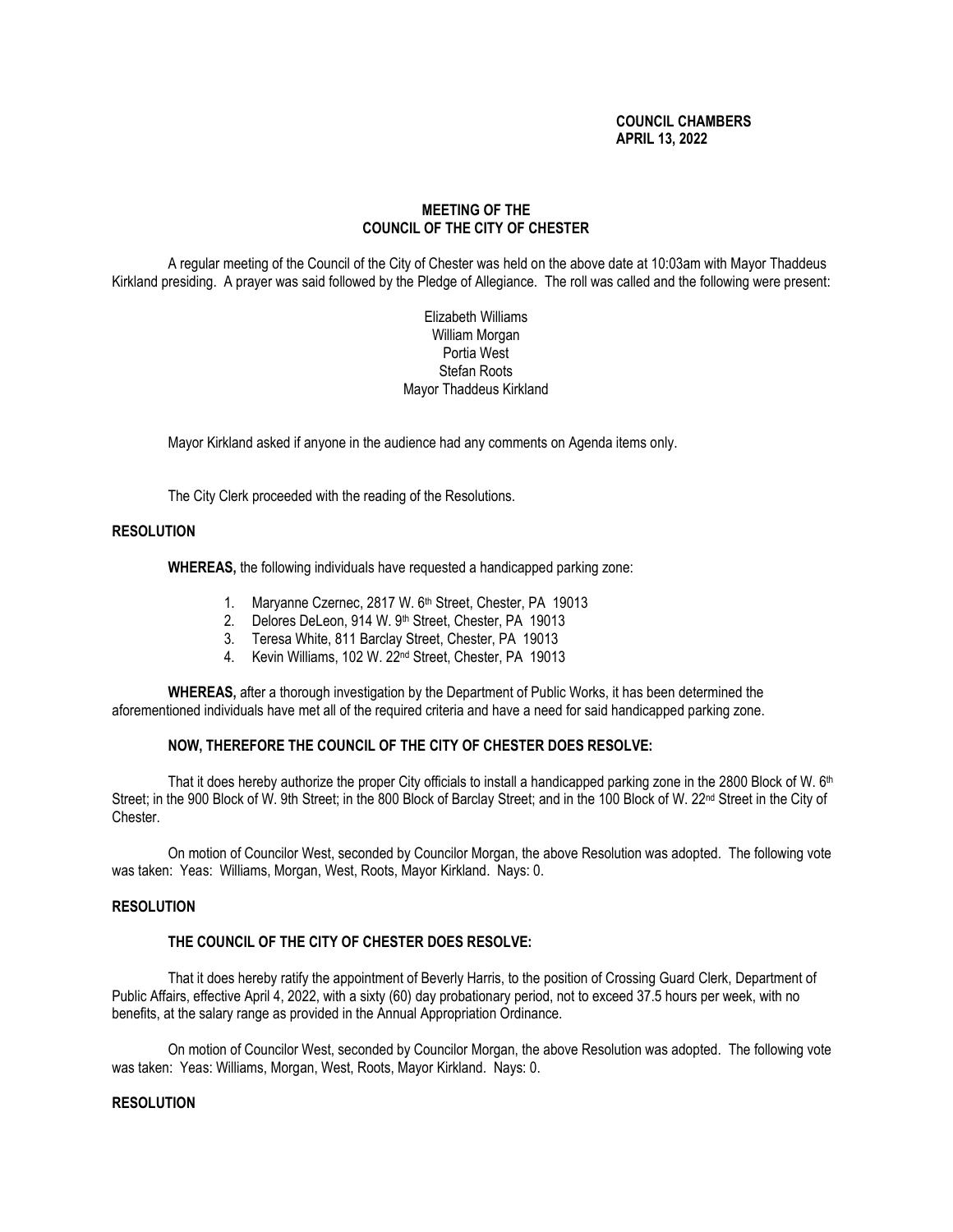**COUNCIL CHAMBERS**
**APRIL 13, 2022**

**MEETING OF THE**
**COUNCIL OF THE CITY OF CHESTER**

A regular meeting of the Council of the City of Chester was held on the above date at 10:03am with Mayor Thaddeus Kirkland presiding. A prayer was said followed by the Pledge of Allegiance. The roll was called and the following were present:

Elizabeth Williams
William Morgan
Portia West
Stefan Roots
Mayor Thaddeus Kirkland

Mayor Kirkland asked if anyone in the audience had any comments on Agenda items only.

The City Clerk proceeded with the reading of the Resolutions.

**RESOLUTION**

**WHEREAS,** the following individuals have requested a handicapped parking zone:

1. Maryanne Czernec, 2817 W. 6th Street, Chester, PA 19013
2. Delores DeLeon, 914 W. 9th Street, Chester, PA 19013
3. Teresa White, 811 Barclay Street, Chester, PA 19013
4. Kevin Williams, 102 W. 22nd Street, Chester, PA 19013

**WHEREAS,** after a thorough investigation by the Department of Public Works, it has been determined the aforementioned individuals have met all of the required criteria and have a need for said handicapped parking zone.

**NOW, THEREFORE THE COUNCIL OF THE CITY OF CHESTER DOES RESOLVE:**

That it does hereby authorize the proper City officials to install a handicapped parking zone in the 2800 Block of W. 6th Street; in the 900 Block of W. 9th Street; in the 800 Block of Barclay Street; and in the 100 Block of W. 22nd Street in the City of Chester.

On motion of Councilor West, seconded by Councilor Morgan, the above Resolution was adopted. The following vote was taken: Yeas: Williams, Morgan, West, Roots, Mayor Kirkland. Nays: 0.

**RESOLUTION**

**THE COUNCIL OF THE CITY OF CHESTER DOES RESOLVE:**

That it does hereby ratify the appointment of Beverly Harris, to the position of Crossing Guard Clerk, Department of Public Affairs, effective April 4, 2022, with a sixty (60) day probationary period, not to exceed 37.5 hours per week, with no benefits, at the salary range as provided in the Annual Appropriation Ordinance.

On motion of Councilor West, seconded by Councilor Morgan, the above Resolution was adopted. The following vote was taken: Yeas: Williams, Morgan, West, Roots, Mayor Kirkland. Nays: 0.

**RESOLUTION**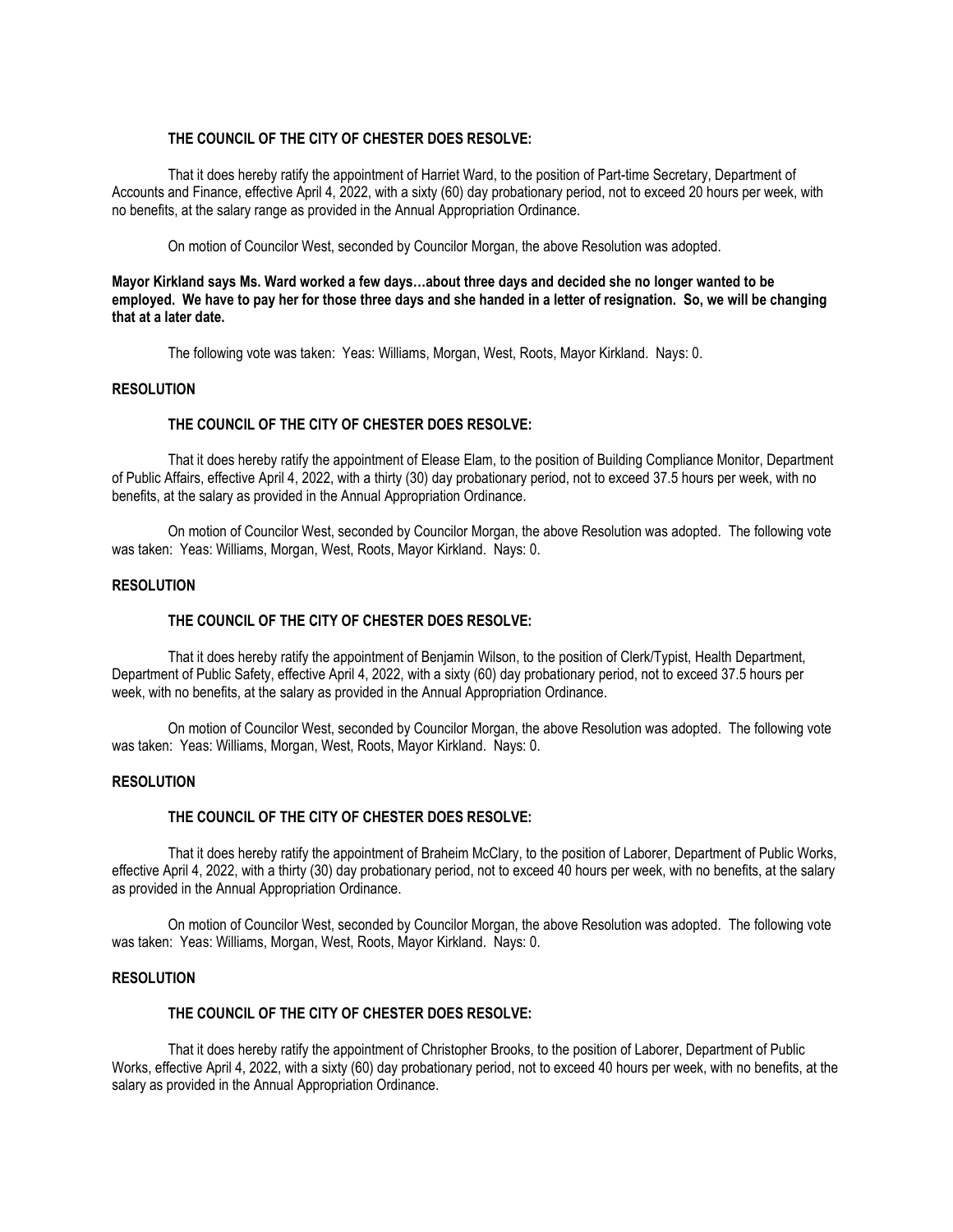**THE COUNCIL OF THE CITY OF CHESTER DOES RESOLVE:**

That it does hereby ratify the appointment of Harriet Ward, to the position of Part-time Secretary, Department of Accounts and Finance, effective April 4, 2022, with a sixty (60) day probationary period, not to exceed 20 hours per week, with no benefits, at the salary range as provided in the Annual Appropriation Ordinance.

On motion of Councilor West, seconded by Councilor Morgan, the above Resolution was adopted.

**Mayor Kirkland says Ms. Ward worked a few days…about three days and decided she no longer wanted to be employed. We have to pay her for those three days and she handed in a letter of resignation. So, we will be changing that at a later date.**

The following vote was taken: Yeas: Williams, Morgan, West, Roots, Mayor Kirkland. Nays: 0.

**RESOLUTION**

**THE COUNCIL OF THE CITY OF CHESTER DOES RESOLVE:**

That it does hereby ratify the appointment of Elease Elam, to the position of Building Compliance Monitor, Department of Public Affairs, effective April 4, 2022, with a thirty (30) day probationary period, not to exceed 37.5 hours per week, with no benefits, at the salary as provided in the Annual Appropriation Ordinance.

On motion of Councilor West, seconded by Councilor Morgan, the above Resolution was adopted. The following vote was taken: Yeas: Williams, Morgan, West, Roots, Mayor Kirkland. Nays: 0.

**RESOLUTION**

**THE COUNCIL OF THE CITY OF CHESTER DOES RESOLVE:**

That it does hereby ratify the appointment of Benjamin Wilson, to the position of Clerk/Typist, Health Department, Department of Public Safety, effective April 4, 2022, with a sixty (60) day probationary period, not to exceed 37.5 hours per week, with no benefits, at the salary as provided in the Annual Appropriation Ordinance.

On motion of Councilor West, seconded by Councilor Morgan, the above Resolution was adopted. The following vote was taken: Yeas: Williams, Morgan, West, Roots, Mayor Kirkland. Nays: 0.

**RESOLUTION**

**THE COUNCIL OF THE CITY OF CHESTER DOES RESOLVE:**

That it does hereby ratify the appointment of Braheim McClary, to the position of Laborer, Department of Public Works, effective April 4, 2022, with a thirty (30) day probationary period, not to exceed 40 hours per week, with no benefits, at the salary as provided in the Annual Appropriation Ordinance.

On motion of Councilor West, seconded by Councilor Morgan, the above Resolution was adopted. The following vote was taken: Yeas: Williams, Morgan, West, Roots, Mayor Kirkland. Nays: 0.

**RESOLUTION**

**THE COUNCIL OF THE CITY OF CHESTER DOES RESOLVE:**

That it does hereby ratify the appointment of Christopher Brooks, to the position of Laborer, Department of Public Works, effective April 4, 2022, with a sixty (60) day probationary period, not to exceed 40 hours per week, with no benefits, at the salary as provided in the Annual Appropriation Ordinance.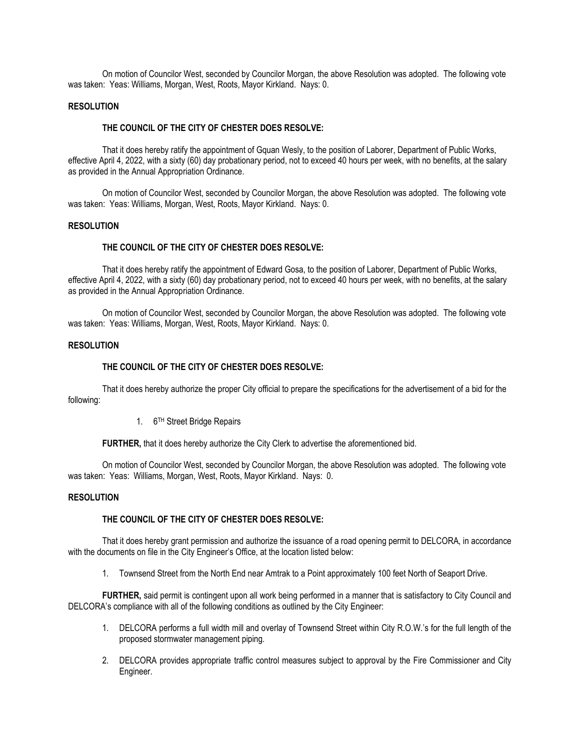On motion of Councilor West, seconded by Councilor Morgan, the above Resolution was adopted. The following vote was taken: Yeas: Williams, Morgan, West, Roots, Mayor Kirkland. Nays: 0.

**RESOLUTION**

**THE COUNCIL OF THE CITY OF CHESTER DOES RESOLVE:**

That it does hereby ratify the appointment of Gquan Wesly, to the position of Laborer, Department of Public Works, effective April 4, 2022, with a sixty (60) day probationary period, not to exceed 40 hours per week, with no benefits, at the salary as provided in the Annual Appropriation Ordinance.

On motion of Councilor West, seconded by Councilor Morgan, the above Resolution was adopted. The following vote was taken: Yeas: Williams, Morgan, West, Roots, Mayor Kirkland. Nays: 0.

**RESOLUTION**

**THE COUNCIL OF THE CITY OF CHESTER DOES RESOLVE:**

That it does hereby ratify the appointment of Edward Gosa, to the position of Laborer, Department of Public Works, effective April 4, 2022, with a sixty (60) day probationary period, not to exceed 40 hours per week, with no benefits, at the salary as provided in the Annual Appropriation Ordinance.

On motion of Councilor West, seconded by Councilor Morgan, the above Resolution was adopted. The following vote was taken: Yeas: Williams, Morgan, West, Roots, Mayor Kirkland. Nays: 0.

**RESOLUTION**

**THE COUNCIL OF THE CITY OF CHESTER DOES RESOLVE:**

That it does hereby authorize the proper City official to prepare the specifications for the advertisement of a bid for the following:

1. 6TH Street Bridge Repairs

**FURTHER,** that it does hereby authorize the City Clerk to advertise the aforementioned bid.

On motion of Councilor West, seconded by Councilor Morgan, the above Resolution was adopted. The following vote was taken: Yeas: Williams, Morgan, West, Roots, Mayor Kirkland. Nays: 0.

**RESOLUTION**

**THE COUNCIL OF THE CITY OF CHESTER DOES RESOLVE:**

That it does hereby grant permission and authorize the issuance of a road opening permit to DELCORA, in accordance with the documents on file in the City Engineer's Office, at the location listed below:

1. Townsend Street from the North End near Amtrak to a Point approximately 100 feet North of Seaport Drive.

**FURTHER,** said permit is contingent upon all work being performed in a manner that is satisfactory to City Council and DELCORA's compliance with all of the following conditions as outlined by the City Engineer:

1. DELCORA performs a full width mill and overlay of Townsend Street within City R.O.W.'s for the full length of the proposed stormwater management piping.
2. DELCORA provides appropriate traffic control measures subject to approval by the Fire Commissioner and City Engineer.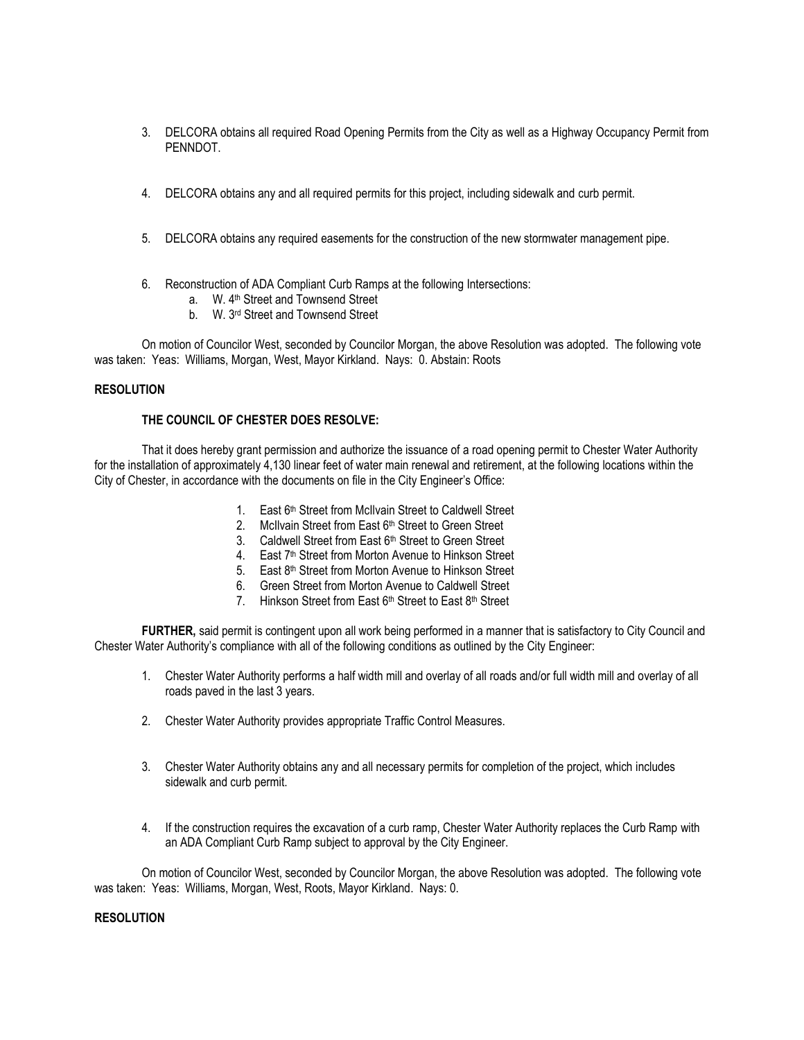3. DELCORA obtains all required Road Opening Permits from the City as well as a Highway Occupancy Permit from PENNDOT.

4. DELCORA obtains any and all required permits for this project, including sidewalk and curb permit.

5. DELCORA obtains any required easements for the construction of the new stormwater management pipe.

6. Reconstruction of ADA Compliant Curb Ramps at the following Intersections:
    a. W. 4th Street and Townsend Street
    b. W. 3rd Street and Townsend Street

On motion of Councilor West, seconded by Councilor Morgan, the above Resolution was adopted. The following vote was taken: Yeas: Williams, Morgan, West, Mayor Kirkland. Nays: 0. Abstain: Roots

**RESOLUTION**

**THE COUNCIL OF CHESTER DOES RESOLVE:**

That it does hereby grant permission and authorize the issuance of a road opening permit to Chester Water Authority for the installation of approximately 4,130 linear feet of water main renewal and retirement, at the following locations within the City of Chester, in accordance with the documents on file in the City Engineer's Office:

1. East 6th Street from McIlvain Street to Caldwell Street
2. McIlvain Street from East 6th Street to Green Street
3. Caldwell Street from East 6th Street to Green Street
4. East 7th Street from Morton Avenue to Hinkson Street
5. East 8th Street from Morton Avenue to Hinkson Street
6. Green Street from Morton Avenue to Caldwell Street
7. Hinkson Street from East 6th Street to East 8th Street

**FURTHER,** said permit is contingent upon all work being performed in a manner that is satisfactory to City Council and Chester Water Authority's compliance with all of the following conditions as outlined by the City Engineer:

1. Chester Water Authority performs a half width mill and overlay of all roads and/or full width mill and overlay of all roads paved in the last 3 years.

2. Chester Water Authority provides appropriate Traffic Control Measures.

3. Chester Water Authority obtains any and all necessary permits for completion of the project, which includes sidewalk and curb permit.

4. If the construction requires the excavation of a curb ramp, Chester Water Authority replaces the Curb Ramp with an ADA Compliant Curb Ramp subject to approval by the City Engineer.

On motion of Councilor West, seconded by Councilor Morgan, the above Resolution was adopted. The following vote was taken: Yeas: Williams, Morgan, West, Roots, Mayor Kirkland. Nays: 0.

**RESOLUTION**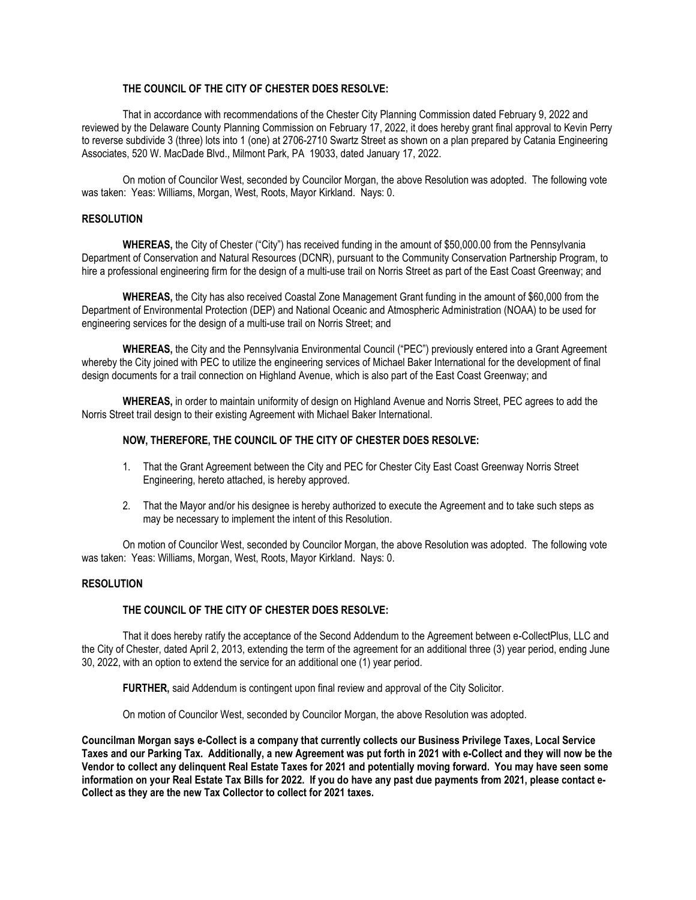**THE COUNCIL OF THE CITY OF CHESTER DOES RESOLVE:**

That in accordance with recommendations of the Chester City Planning Commission dated February 9, 2022 and reviewed by the Delaware County Planning Commission on February 17, 2022, it does hereby grant final approval to Kevin Perry to reverse subdivide 3 (three) lots into 1 (one) at 2706-2710 Swartz Street as shown on a plan prepared by Catania Engineering Associates, 520 W. MacDade Blvd., Milmont Park, PA 19033, dated January 17, 2022.

On motion of Councilor West, seconded by Councilor Morgan, the above Resolution was adopted. The following vote was taken: Yeas: Williams, Morgan, West, Roots, Mayor Kirkland. Nays: 0.

**RESOLUTION**

**WHEREAS,** the City of Chester ("City") has received funding in the amount of $50,000.00 from the Pennsylvania Department of Conservation and Natural Resources (DCNR), pursuant to the Community Conservation Partnership Program, to hire a professional engineering firm for the design of a multi-use trail on Norris Street as part of the East Coast Greenway; and

**WHEREAS,** the City has also received Coastal Zone Management Grant funding in the amount of $60,000 from the Department of Environmental Protection (DEP) and National Oceanic and Atmospheric Administration (NOAA) to be used for engineering services for the design of a multi-use trail on Norris Street; and

**WHEREAS,** the City and the Pennsylvania Environmental Council ("PEC") previously entered into a Grant Agreement whereby the City joined with PEC to utilize the engineering services of Michael Baker International for the development of final design documents for a trail connection on Highland Avenue, which is also part of the East Coast Greenway; and

**WHEREAS,** in order to maintain uniformity of design on Highland Avenue and Norris Street, PEC agrees to add the Norris Street trail design to their existing Agreement with Michael Baker International.

**NOW, THEREFORE, THE COUNCIL OF THE CITY OF CHESTER DOES RESOLVE:**

1. That the Grant Agreement between the City and PEC for Chester City East Coast Greenway Norris Street Engineering, hereto attached, is hereby approved.
2. That the Mayor and/or his designee is hereby authorized to execute the Agreement and to take such steps as may be necessary to implement the intent of this Resolution.

On motion of Councilor West, seconded by Councilor Morgan, the above Resolution was adopted. The following vote was taken: Yeas: Williams, Morgan, West, Roots, Mayor Kirkland. Nays: 0.

**RESOLUTION**

**THE COUNCIL OF THE CITY OF CHESTER DOES RESOLVE:**

That it does hereby ratify the acceptance of the Second Addendum to the Agreement between e-CollectPlus, LLC and the City of Chester, dated April 2, 2013, extending the term of the agreement for an additional three (3) year period, ending June 30, 2022, with an option to extend the service for an additional one (1) year period.

**FURTHER,** said Addendum is contingent upon final review and approval of the City Solicitor.

On motion of Councilor West, seconded by Councilor Morgan, the above Resolution was adopted.

**Councilman Morgan says e-Collect is a company that currently collects our Business Privilege Taxes, Local Service Taxes and our Parking Tax. Additionally, a new Agreement was put forth in 2021 with e-Collect and they will now be the Vendor to collect any delinquent Real Estate Taxes for 2021 and potentially moving forward. You may have seen some information on your Real Estate Tax Bills for 2022. If you do have any past due payments from 2021, please contact e-Collect as they are the new Tax Collector to collect for 2021 taxes.**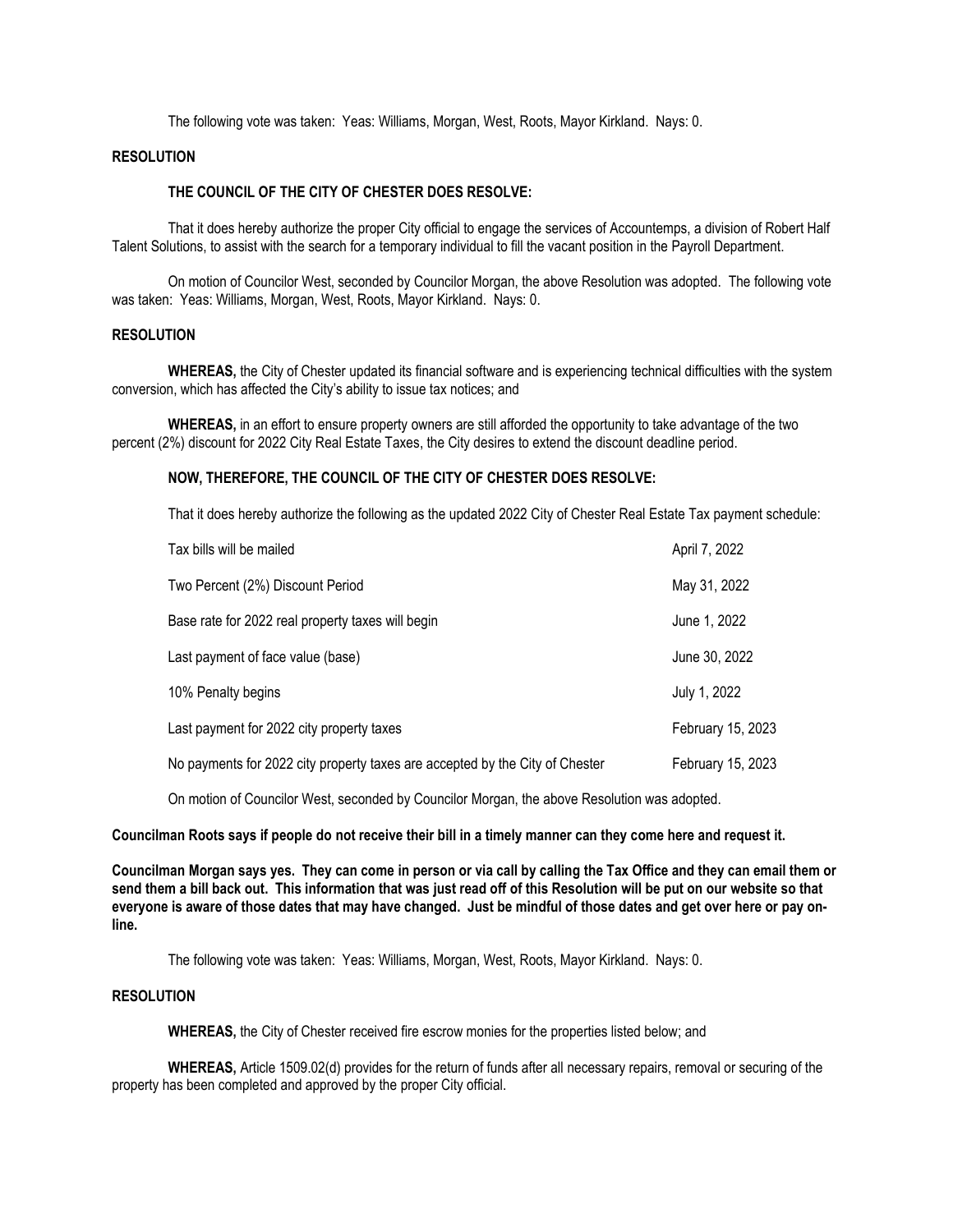The following vote was taken: Yeas: Williams, Morgan, West, Roots, Mayor Kirkland. Nays: 0.

**RESOLUTION**

**THE COUNCIL OF THE CITY OF CHESTER DOES RESOLVE:**

That it does hereby authorize the proper City official to engage the services of Accountemps, a division of Robert Half Talent Solutions, to assist with the search for a temporary individual to fill the vacant position in the Payroll Department.

On motion of Councilor West, seconded by Councilor Morgan, the above Resolution was adopted. The following vote was taken: Yeas: Williams, Morgan, West, Roots, Mayor Kirkland. Nays: 0.

**RESOLUTION**

**WHEREAS,** the City of Chester updated its financial software and is experiencing technical difficulties with the system conversion, which has affected the City's ability to issue tax notices; and

**WHEREAS,** in an effort to ensure property owners are still afforded the opportunity to take advantage of the two percent (2%) discount for 2022 City Real Estate Taxes, the City desires to extend the discount deadline period.

**NOW, THEREFORE, THE COUNCIL OF THE CITY OF CHESTER DOES RESOLVE:**

That it does hereby authorize the following as the updated 2022 City of Chester Real Estate Tax payment schedule:

| | |
|---|---|
| Tax bills will be mailed | April 7, 2022 |
| Two Percent (2%) Discount Period | May 31, 2022 |
| Base rate for 2022 real property taxes will begin | June 1, 2022 |
| Last payment of face value (base) | June 30, 2022 |
| 10% Penalty begins | July 1, 2022 |
| Last payment for 2022 city property taxes | February 15, 2023 |
| No payments for 2022 city property taxes are accepted by the City of Chester | February 15, 2023 |

On motion of Councilor West, seconded by Councilor Morgan, the above Resolution was adopted.

**Councilman Roots says if people do not receive their bill in a timely manner can they come here and request it.**

**Councilman Morgan says yes. They can come in person or via call by calling the Tax Office and they can email them or send them a bill back out. This information that was just read off of this Resolution will be put on our website so that everyone is aware of those dates that may have changed. Just be mindful of those dates and get over here or pay on-line.**

The following vote was taken: Yeas: Williams, Morgan, West, Roots, Mayor Kirkland. Nays: 0.

**RESOLUTION**

**WHEREAS,** the City of Chester received fire escrow monies for the properties listed below; and

**WHEREAS,** Article 1509.02(d) provides for the return of funds after all necessary repairs, removal or securing of the property has been completed and approved by the proper City official.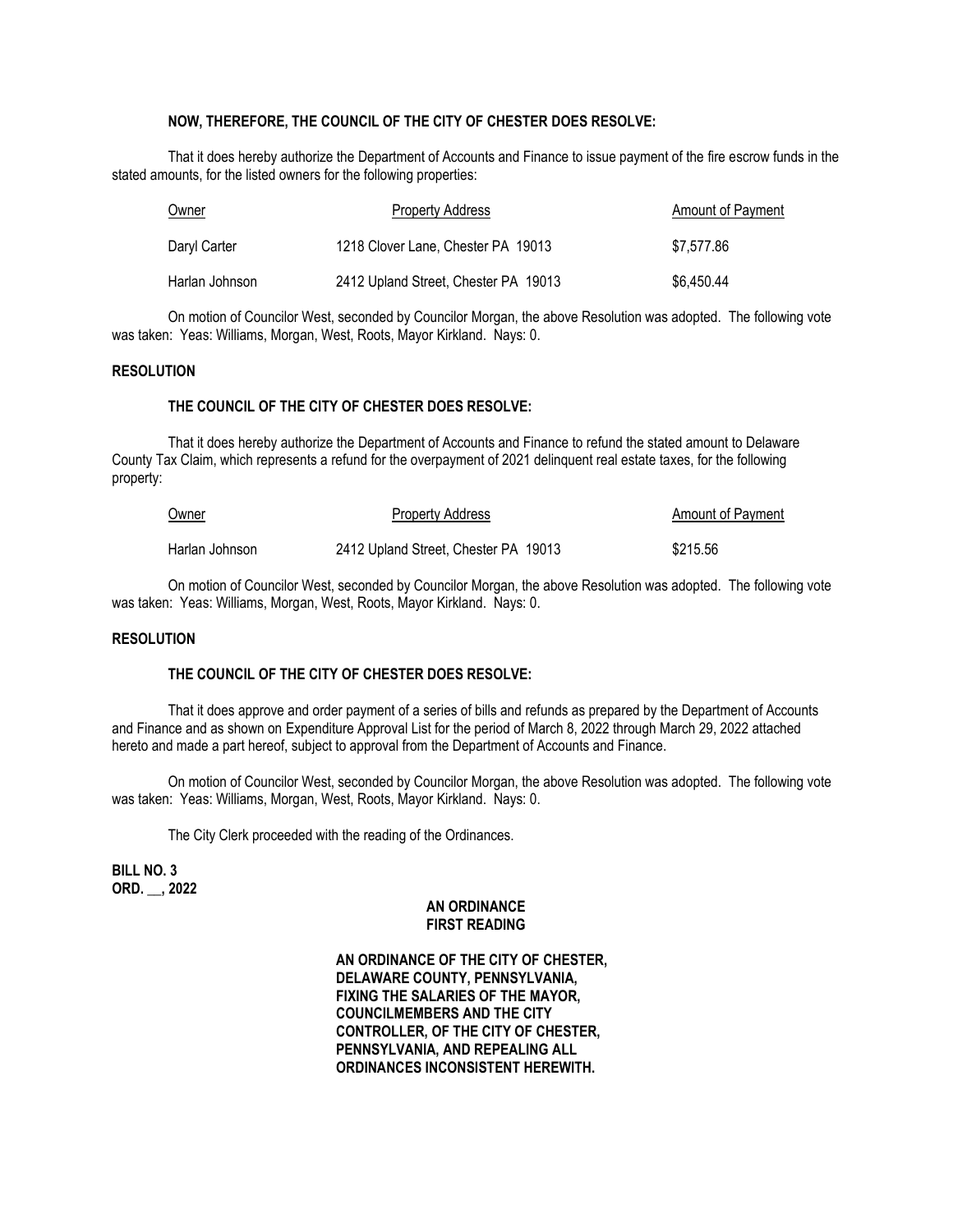**NOW, THEREFORE, THE COUNCIL OF THE CITY OF CHESTER DOES RESOLVE:**

That it does hereby authorize the Department of Accounts and Finance to issue payment of the fire escrow funds in the stated amounts, for the listed owners for the following properties:

| Owner | Property Address | Amount of Payment |
|---|---|---|
| Daryl Carter | 1218 Clover Lane, Chester PA 19013 | $7,577.86 |
| Harlan Johnson | 2412 Upland Street, Chester PA 19013 | $6,450.44 |

On motion of Councilor West, seconded by Councilor Morgan, the above Resolution was adopted. The following vote was taken: Yeas: Williams, Morgan, West, Roots, Mayor Kirkland. Nays: 0.

**RESOLUTION**

**THE COUNCIL OF THE CITY OF CHESTER DOES RESOLVE:**

That it does hereby authorize the Department of Accounts and Finance to refund the stated amount to Delaware County Tax Claim, which represents a refund for the overpayment of 2021 delinquent real estate taxes, for the following property:

| Owner | Property Address | Amount of Payment |
|---|---|---|
| Harlan Johnson | 2412 Upland Street, Chester PA 19013 | $215.56 |

On motion of Councilor West, seconded by Councilor Morgan, the above Resolution was adopted. The following vote was taken: Yeas: Williams, Morgan, West, Roots, Mayor Kirkland. Nays: 0.

**RESOLUTION**

**THE COUNCIL OF THE CITY OF CHESTER DOES RESOLVE:**

That it does approve and order payment of a series of bills and refunds as prepared by the Department of Accounts and Finance and as shown on Expenditure Approval List for the period of March 8, 2022 through March 29, 2022 attached hereto and made a part hereof, subject to approval from the Department of Accounts and Finance.

On motion of Councilor West, seconded by Councilor Morgan, the above Resolution was adopted. The following vote was taken: Yeas: Williams, Morgan, West, Roots, Mayor Kirkland. Nays: 0.

The City Clerk proceeded with the reading of the Ordinances.

**BILL NO. 3**
**ORD. __, 2022**

**AN ORDINANCE**
**FIRST READING**

**AN ORDINANCE OF THE CITY OF CHESTER, DELAWARE COUNTY, PENNSYLVANIA, FIXING THE SALARIES OF THE MAYOR, COUNCILMEMBERS AND THE CITY CONTROLLER, OF THE CITY OF CHESTER, PENNSYLVANIA, AND REPEALING ALL ORDINANCES INCONSISTENT HEREWITH.**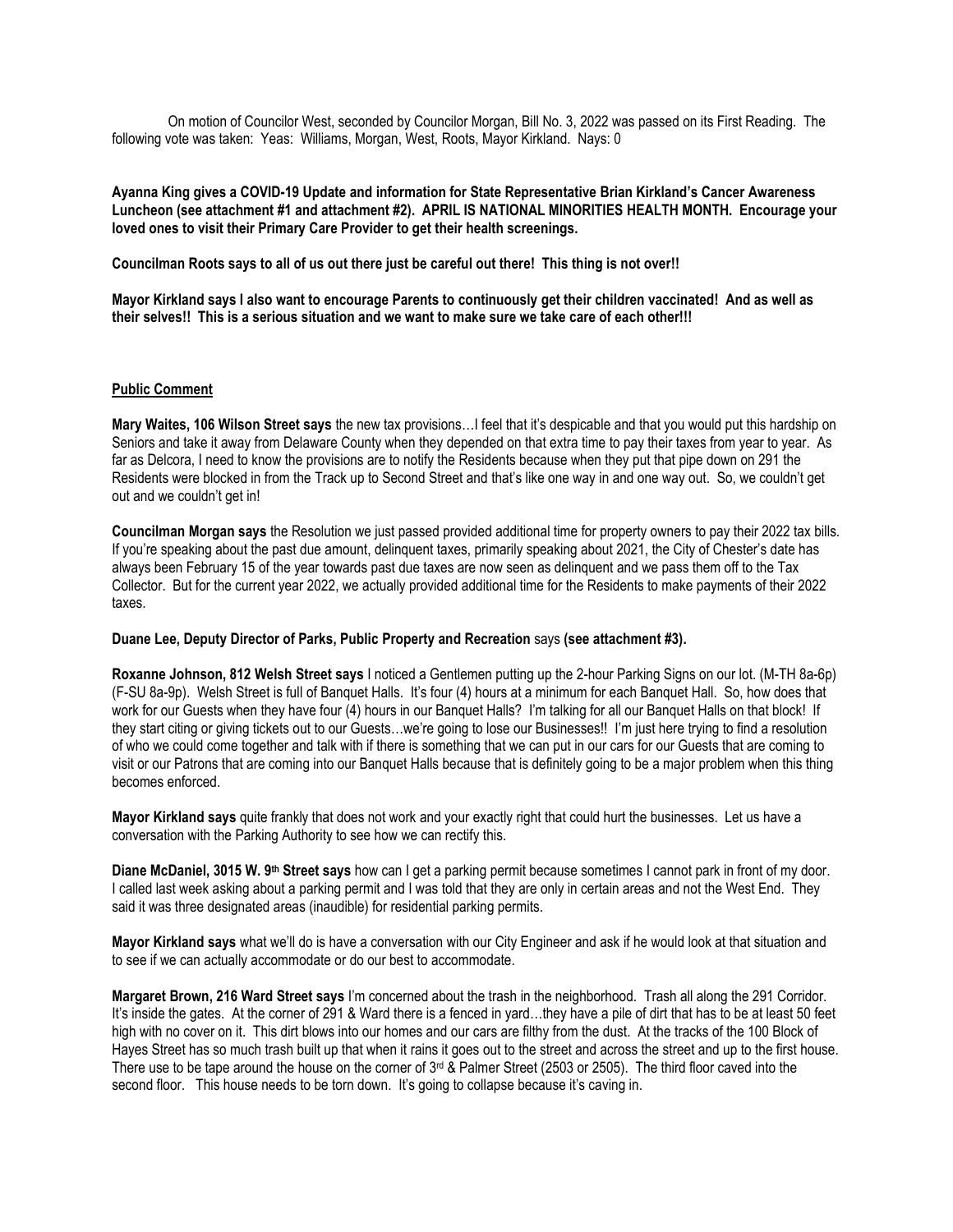On motion of Councilor West, seconded by Councilor Morgan, Bill No. 3, 2022 was passed on its First Reading. The following vote was taken: Yeas: Williams, Morgan, West, Roots, Mayor Kirkland. Nays: 0

**Ayanna King gives a COVID-19 Update and information for State Representative Brian Kirkland's Cancer Awareness Luncheon (see attachment #1 and attachment #2). APRIL IS NATIONAL MINORITIES HEALTH MONTH. Encourage your loved ones to visit their Primary Care Provider to get their health screenings.**

**Councilman Roots says to all of us out there just be careful out there! This thing is not over!!**

**Mayor Kirkland says I also want to encourage Parents to continuously get their children vaccinated! And as well as their selves!! This is a serious situation and we want to make sure we take care of each other!!!**

**Public Comment**

**Mary Waites, 106 Wilson Street says** the new tax provisions…I feel that it's despicable and that you would put this hardship on Seniors and take it away from Delaware County when they depended on that extra time to pay their taxes from year to year. As far as Delcora, I need to know the provisions are to notify the Residents because when they put that pipe down on 291 the Residents were blocked in from the Track up to Second Street and that's like one way in and one way out. So, we couldn't get out and we couldn't get in!

**Councilman Morgan says** the Resolution we just passed provided additional time for property owners to pay their 2022 tax bills. If you're speaking about the past due amount, delinquent taxes, primarily speaking about 2021, the City of Chester's date has always been February 15 of the year towards past due taxes are now seen as delinquent and we pass them off to the Tax Collector. But for the current year 2022, we actually provided additional time for the Residents to make payments of their 2022 taxes.

**Duane Lee, Deputy Director of Parks, Public Property and Recreation** says **(see attachment #3).**

**Roxanne Johnson, 812 Welsh Street says** I noticed a Gentlemen putting up the 2-hour Parking Signs on our lot. (M-TH 8a-6p) (F-SU 8a-9p). Welsh Street is full of Banquet Halls. It's four (4) hours at a minimum for each Banquet Hall. So, how does that work for our Guests when they have four (4) hours in our Banquet Halls? I'm talking for all our Banquet Halls on that block! If they start citing or giving tickets out to our Guests…we're going to lose our Businesses!! I'm just here trying to find a resolution of who we could come together and talk with if there is something that we can put in our cars for our Guests that are coming to visit or our Patrons that are coming into our Banquet Halls because that is definitely going to be a major problem when this thing becomes enforced.

**Mayor Kirkland says** quite frankly that does not work and your exactly right that could hurt the businesses. Let us have a conversation with the Parking Authority to see how we can rectify this.

**Diane McDaniel, 3015 W. 9th Street says** how can I get a parking permit because sometimes I cannot park in front of my door. I called last week asking about a parking permit and I was told that they are only in certain areas and not the West End. They said it was three designated areas (inaudible) for residential parking permits.

**Mayor Kirkland says** what we'll do is have a conversation with our City Engineer and ask if he would look at that situation and to see if we can actually accommodate or do our best to accommodate.

**Margaret Brown, 216 Ward Street says** I'm concerned about the trash in the neighborhood. Trash all along the 291 Corridor. It's inside the gates. At the corner of 291 & Ward there is a fenced in yard…they have a pile of dirt that has to be at least 50 feet high with no cover on it. This dirt blows into our homes and our cars are filthy from the dust. At the tracks of the 100 Block of Hayes Street has so much trash built up that when it rains it goes out to the street and across the street and up to the first house. There use to be tape around the house on the corner of 3rd & Palmer Street (2503 or 2505). The third floor caved into the second floor. This house needs to be torn down. It's going to collapse because it's caving in.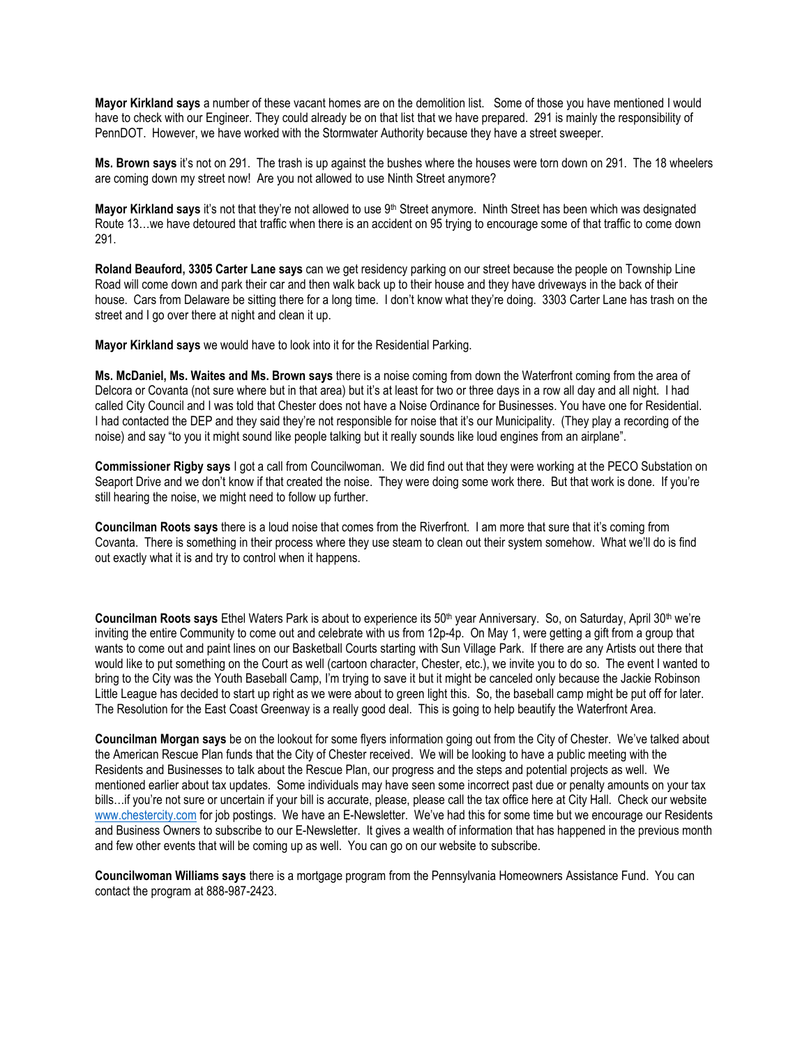**Mayor Kirkland says** a number of these vacant homes are on the demolition list. Some of those you have mentioned I would have to check with our Engineer. They could already be on that list that we have prepared. 291 is mainly the responsibility of PennDOT. However, we have worked with the Stormwater Authority because they have a street sweeper.

**Ms. Brown says** it's not on 291. The trash is up against the bushes where the houses were torn down on 291. The 18 wheelers are coming down my street now! Are you not allowed to use Ninth Street anymore?

**Mayor Kirkland says** it's not that they're not allowed to use 9th Street anymore. Ninth Street has been which was designated Route 13…we have detoured that traffic when there is an accident on 95 trying to encourage some of that traffic to come down 291.

**Roland Beauford, 3305 Carter Lane says** can we get residency parking on our street because the people on Township Line Road will come down and park their car and then walk back up to their house and they have driveways in the back of their house. Cars from Delaware be sitting there for a long time. I don't know what they're doing. 3303 Carter Lane has trash on the street and I go over there at night and clean it up.

**Mayor Kirkland says** we would have to look into it for the Residential Parking.

**Ms. McDaniel, Ms. Waites and Ms. Brown says** there is a noise coming from down the Waterfront coming from the area of Delcora or Covanta (not sure where but in that area) but it's at least for two or three days in a row all day and all night. I had called City Council and I was told that Chester does not have a Noise Ordinance for Businesses. You have one for Residential. I had contacted the DEP and they said they're not responsible for noise that it's our Municipality. (They play a recording of the noise) and say "to you it might sound like people talking but it really sounds like loud engines from an airplane".

**Commissioner Rigby says** I got a call from Councilwoman. We did find out that they were working at the PECO Substation on Seaport Drive and we don't know if that created the noise. They were doing some work there. But that work is done. If you're still hearing the noise, we might need to follow up further.

**Councilman Roots says** there is a loud noise that comes from the Riverfront. I am more that sure that it's coming from Covanta. There is something in their process where they use steam to clean out their system somehow. What we'll do is find out exactly what it is and try to control when it happens.

**Councilman Roots says** Ethel Waters Park is about to experience its 50th year Anniversary. So, on Saturday, April 30th we're inviting the entire Community to come out and celebrate with us from 12p-4p. On May 1, were getting a gift from a group that wants to come out and paint lines on our Basketball Courts starting with Sun Village Park. If there are any Artists out there that would like to put something on the Court as well (cartoon character, Chester, etc.), we invite you to do so. The event I wanted to bring to the City was the Youth Baseball Camp, I'm trying to save it but it might be canceled only because the Jackie Robinson Little League has decided to start up right as we were about to green light this. So, the baseball camp might be put off for later. The Resolution for the East Coast Greenway is a really good deal. This is going to help beautify the Waterfront Area.

**Councilman Morgan says** be on the lookout for some flyers information going out from the City of Chester. We've talked about the American Rescue Plan funds that the City of Chester received. We will be looking to have a public meeting with the Residents and Businesses to talk about the Rescue Plan, our progress and the steps and potential projects as well. We mentioned earlier about tax updates. Some individuals may have seen some incorrect past due or penalty amounts on your tax bills…if you're not sure or uncertain if your bill is accurate, please, please call the tax office here at City Hall. Check our website www.chestercity.com for job postings. We have an E-Newsletter. We've had this for some time but we encourage our Residents and Business Owners to subscribe to our E-Newsletter. It gives a wealth of information that has happened in the previous month and few other events that will be coming up as well. You can go on our website to subscribe.

**Councilwoman Williams says** there is a mortgage program from the Pennsylvania Homeowners Assistance Fund. You can contact the program at 888-987-2423.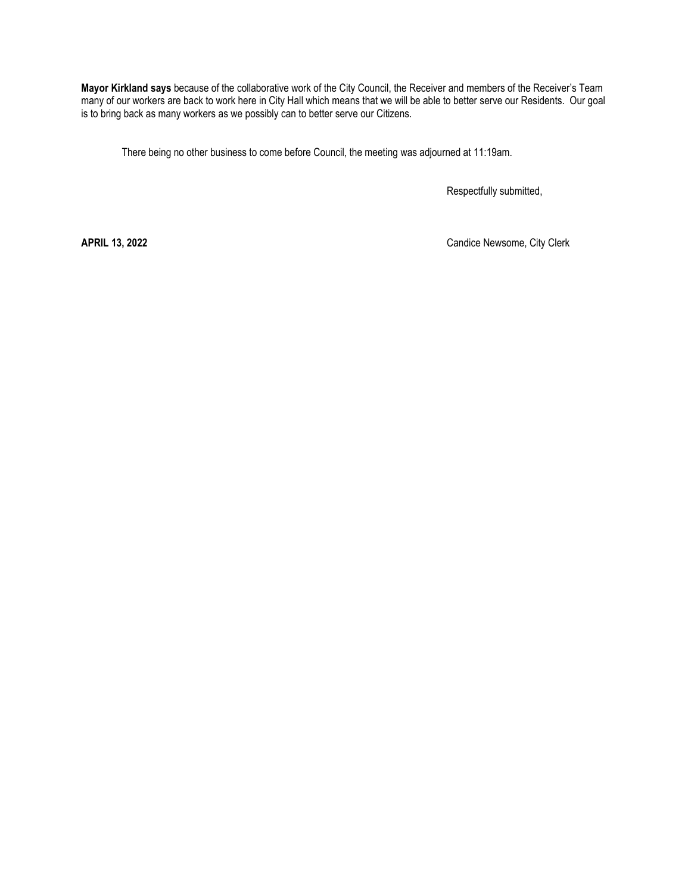**Mayor Kirkland says** because of the collaborative work of the City Council, the Receiver and members of the Receiver's Team many of our workers are back to work here in City Hall which means that we will be able to better serve our Residents. Our goal is to bring back as many workers as we possibly can to better serve our Citizens.

There being no other business to come before Council, the meeting was adjourned at 11:19am.

Respectfully submitted,

**APRIL 13, 2022**

Candice Newsome, City Clerk